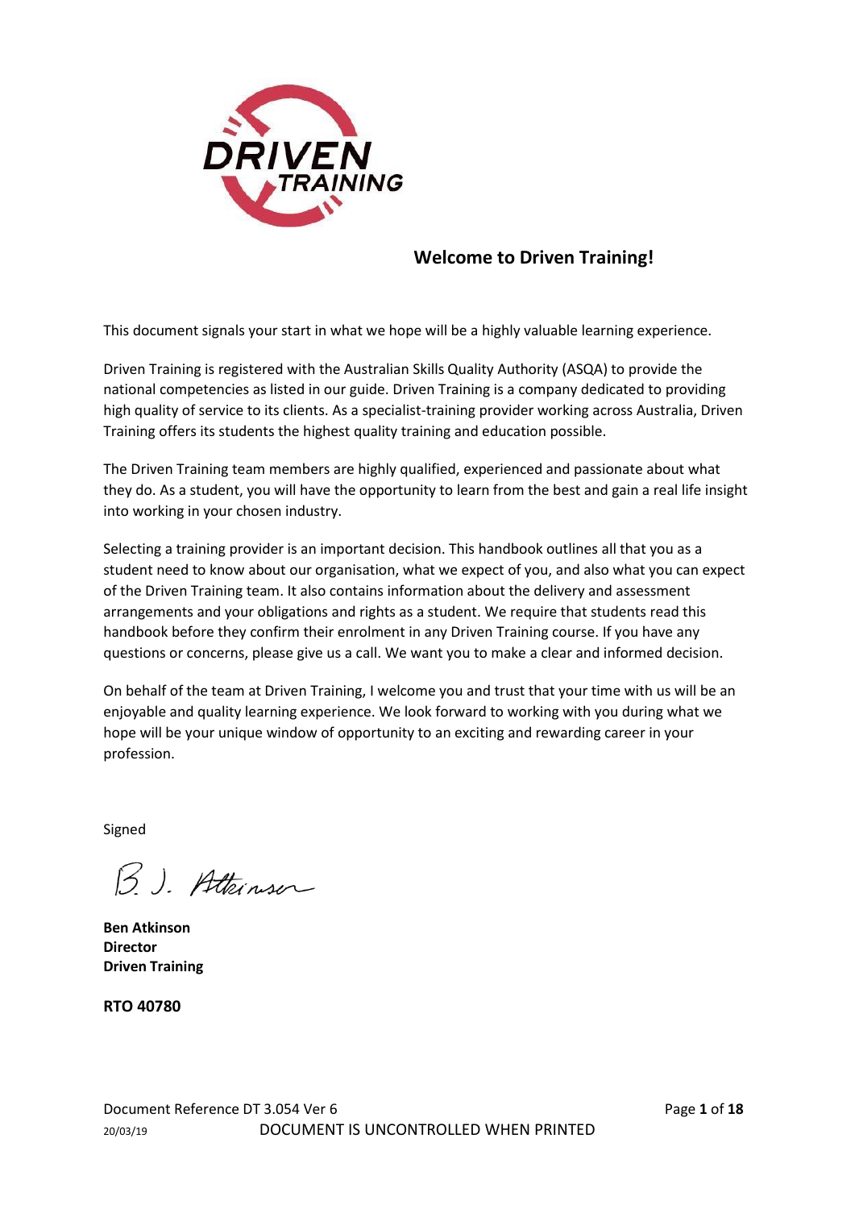## Welcome to Driven Training!

This document signals your start in what we hope will be a highly valuable learning experience.

Driven Training is registered with the Australian Skills Quality Authority (ASQA) to provide the national competencies as listed in our guide. Driven Training is a company dedicated to providing high quality of service to its clients. As a specialist-training provider working across Australia, Driven Training offers its students the highest quality training and education possible.

The Driven Training team members are highly qualified, experienced and passionate about what they do. As a student, you will have the opportunity to learn from the best and gain a real life insight into working in your chosen industry.

Selecting a training provider is an important decision. This handbook outlines all that you as a student need to know about our organisation, what we expect of you, and also what you can expect of the Driven Training team. It also contains information about the delivery and assessment arrangements and your obligations and rights as a student. We require that students read this handbook before they confirm their enrolment in any Driven Training course. If you have any questions or concerns, please give us a call. We want you to make a clear and informed decision.

On behalf of the team at Driven Training, I welcome you and trust that your time with us will be an enjoyable and quality learning experience. We look forward to working with you during what we hope will be your unique window of opportunity to an exciting and rewarding career in your profession.

Signed

B. J. Atkinson

**Ben Atkinson**
**Director**
**Driven Training**

**RTO 40780**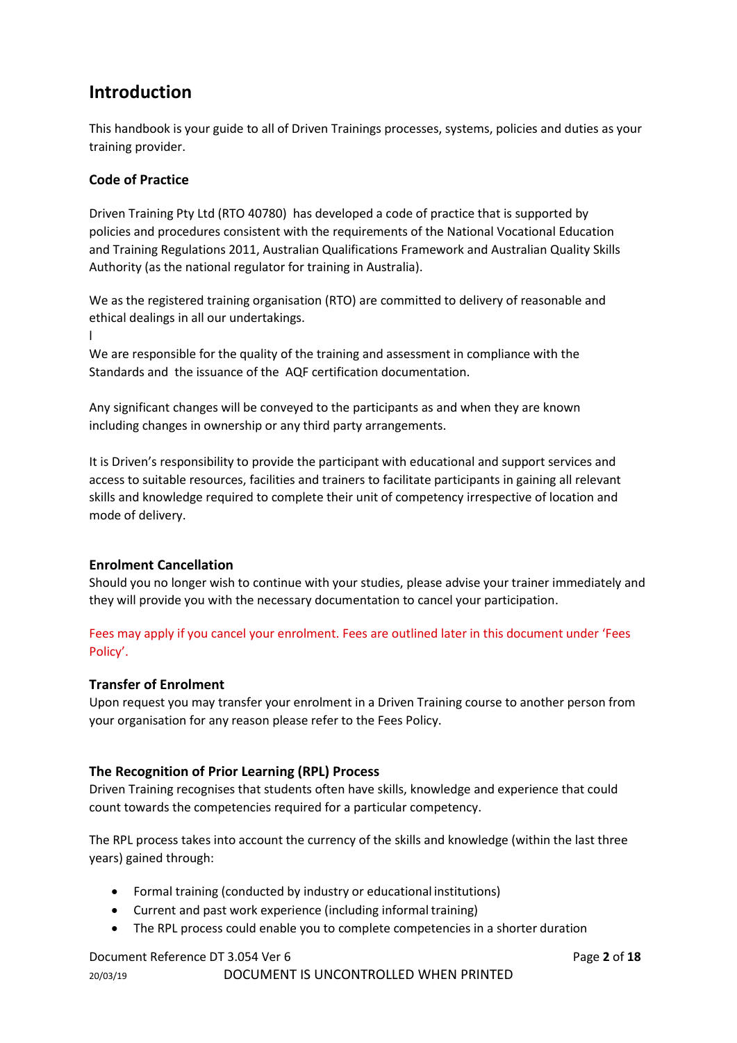## Introduction

This handbook is your guide to all of Driven Trainings processes, systems, policies and duties as your training provider.

### Code of Practice

Driven Training Pty Ltd (RTO 40780) has developed a code of practice that is supported by policies and procedures consistent with the requirements of the National Vocational Education and Training Regulations 2011, Australian Qualifications Framework and Australian Quality Skills Authority (as the national regulator for training in Australia).

We as the registered training organisation (RTO) are committed to delivery of reasonable and ethical dealings in all our undertakings.

l

We are responsible for the quality of the training and assessment in compliance with the Standards and the issuance of the AQF certification documentation.

Any significant changes will be conveyed to the participants as and when they are known including changes in ownership or any third party arrangements.

It is Driven's responsibility to provide the participant with educational and support services and access to suitable resources, facilities and trainers to facilitate participants in gaining all relevant skills and knowledge required to complete their unit of competency irrespective of location and mode of delivery.

### Enrolment Cancellation

Should you no longer wish to continue with your studies, please advise your trainer immediately and they will provide you with the necessary documentation to cancel your participation.

Fees may apply if you cancel your enrolment. Fees are outlined later in this document under 'Fees Policy'.

### Transfer of Enrolment

Upon request you may transfer your enrolment in a Driven Training course to another person from your organisation for any reason please refer to the Fees Policy.

### The Recognition of Prior Learning (RPL) Process

Driven Training recognises that students often have skills, knowledge and experience that could count towards the competencies required for a particular competency.

The RPL process takes into account the currency of the skills and knowledge (within the last three years) gained through:

- Formal training (conducted by industry or educational institutions)
- Current and past work experience (including informal training)
- The RPL process could enable you to complete competencies in a shorter duration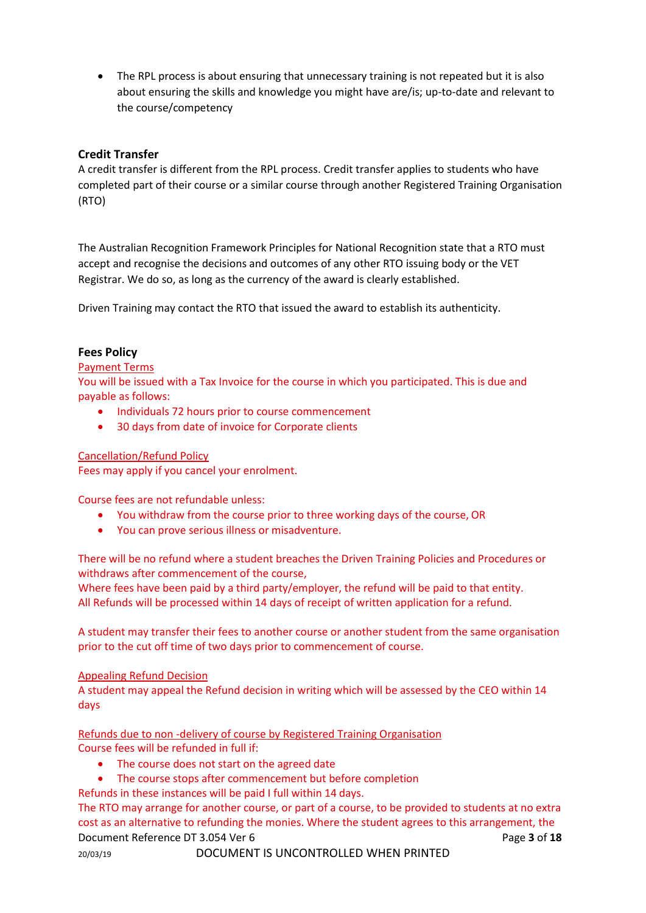- The RPL process is about ensuring that unnecessary training is not repeated but it is also about ensuring the skills and knowledge you might have are/is; up-to-date and relevant to the course/competency

### Credit Transfer

A credit transfer is different from the RPL process. Credit transfer applies to students who have completed part of their course or a similar course through another Registered Training Organisation (RTO)

The Australian Recognition Framework Principles for National Recognition state that a RTO must accept and recognise the decisions and outcomes of any other RTO issuing body or the VET Registrar. We do so, as long as the currency of the award is clearly established.

Driven Training may contact the RTO that issued the award to establish its authenticity.

### Fees Policy

Payment Terms

You will be issued with a Tax Invoice for the course in which you participated. This is due and payable as follows:

- Individuals 72 hours prior to course commencement
- 30 days from date of invoice for Corporate clients

Cancellation/Refund Policy

Fees may apply if you cancel your enrolment.

Course fees are not refundable unless:

- You withdraw from the course prior to three working days of the course, OR
- You can prove serious illness or misadventure.

There will be no refund where a student breaches the Driven Training Policies and Procedures or withdraws after commencement of the course,
Where fees have been paid by a third party/employer, the refund will be paid to that entity.
All Refunds will be processed within 14 days of receipt of written application for a refund.

A student may transfer their fees to another course or another student from the same organisation prior to the cut off time of two days prior to commencement of course.

Appealing Refund Decision

A student may appeal the Refund decision in writing which will be assessed by the CEO within 14 days

Refunds due to non -delivery of course by Registered Training Organisation

Course fees will be refunded in full if:

- The course does not start on the agreed date
- The course stops after commencement but before completion

Refunds in these instances will be paid I full within 14 days.
The RTO may arrange for another course, or part of a course, to be provided to students at no extra cost as an alternative to refunding the monies. Where the student agrees to this arrangement, the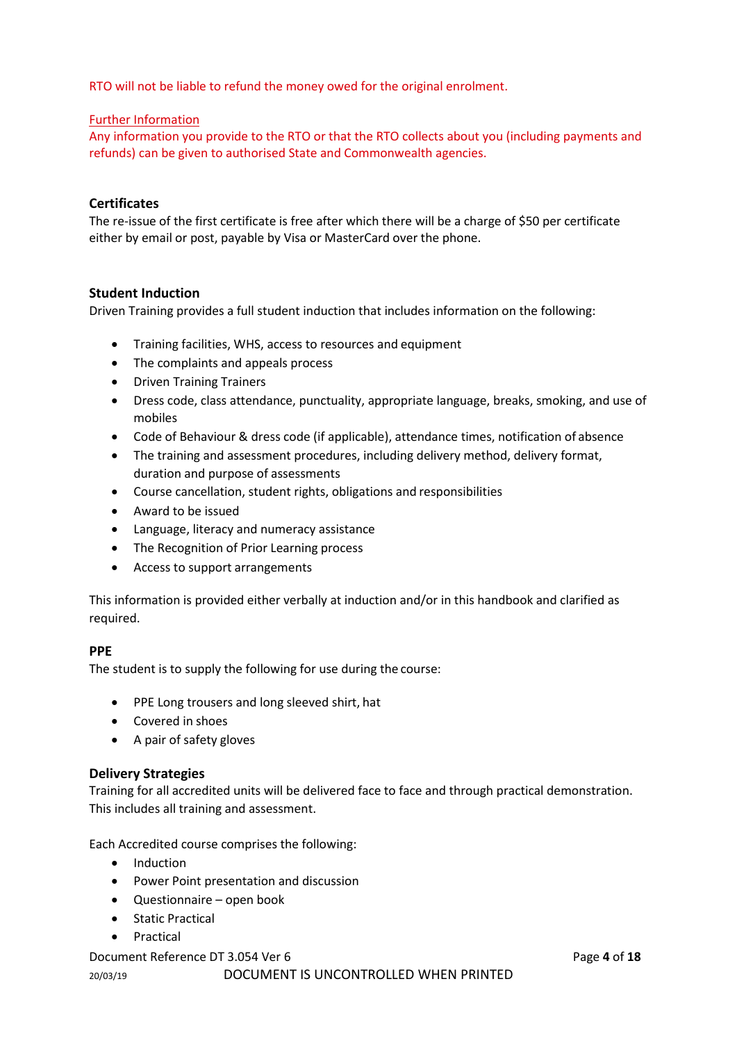RTO will not be liable to refund the money owed for the original enrolment.

Further Information

Any information you provide to the RTO or that the RTO collects about you (including payments and refunds) can be given to authorised State and Commonwealth agencies.

### Certificates

The re-issue of the first certificate is free after which there will be a charge of $50 per certificate either by email or post, payable by Visa or MasterCard over the phone.

### Student Induction

Driven Training provides a full student induction that includes information on the following:

- Training facilities, WHS, access to resources and equipment
- The complaints and appeals process
- Driven Training Trainers
- Dress code, class attendance, punctuality, appropriate language, breaks, smoking, and use of mobiles
- Code of Behaviour & dress code (if applicable), attendance times, notification of absence
- The training and assessment procedures, including delivery method, delivery format, duration and purpose of assessments
- Course cancellation, student rights, obligations and responsibilities
- Award to be issued
- Language, literacy and numeracy assistance
- The Recognition of Prior Learning process
- Access to support arrangements

This information is provided either verbally at induction and/or in this handbook and clarified as required.

### PPE

The student is to supply the following for use during the course:

- PPE Long trousers and long sleeved shirt, hat
- Covered in shoes
- A pair of safety gloves

### Delivery Strategies

Training for all accredited units will be delivered face to face and through practical demonstration. This includes all training and assessment.

Each Accredited course comprises the following:

- Induction
- Power Point presentation and discussion
- Questionnaire – open book
- Static Practical
- Practical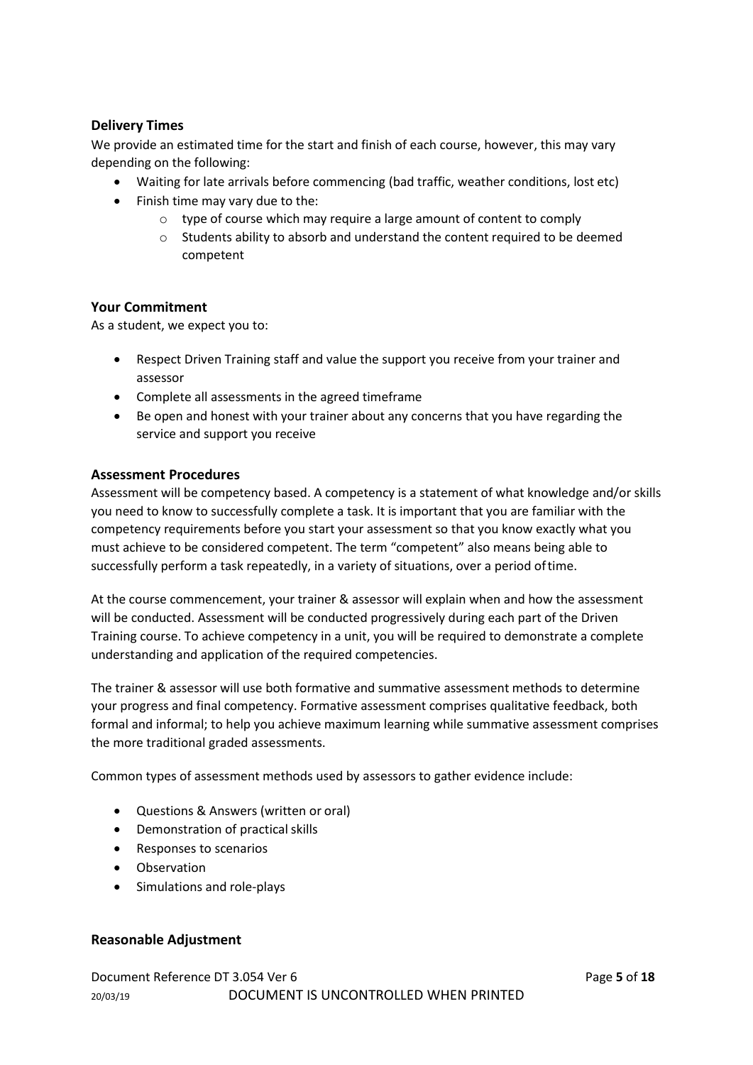### Delivery Times

We provide an estimated time for the start and finish of each course, however, this may vary depending on the following:

- Waiting for late arrivals before commencing (bad traffic, weather conditions, lost etc)
- Finish time may vary due to the:
  - type of course which may require a large amount of content to comply
  - Students ability to absorb and understand the content required to be deemed competent

### Your Commitment

As a student, we expect you to:

- Respect Driven Training staff and value the support you receive from your trainer and assessor
- Complete all assessments in the agreed timeframe
- Be open and honest with your trainer about any concerns that you have regarding the service and support you receive

### Assessment Procedures

Assessment will be competency based. A competency is a statement of what knowledge and/or skills you need to know to successfully complete a task. It is important that you are familiar with the competency requirements before you start your assessment so that you know exactly what you must achieve to be considered competent. The term "competent" also means being able to successfully perform a task repeatedly, in a variety of situations, over a period of time.

At the course commencement, your trainer & assessor will explain when and how the assessment will be conducted. Assessment will be conducted progressively during each part of the Driven Training course. To achieve competency in a unit, you will be required to demonstrate a complete understanding and application of the required competencies.

The trainer & assessor will use both formative and summative assessment methods to determine your progress and final competency. Formative assessment comprises qualitative feedback, both formal and informal; to help you achieve maximum learning while summative assessment comprises the more traditional graded assessments.

Common types of assessment methods used by assessors to gather evidence include:

- Questions & Answers (written or oral)
- Demonstration of practical skills
- Responses to scenarios
- Observation
- Simulations and role-plays

### Reasonable Adjustment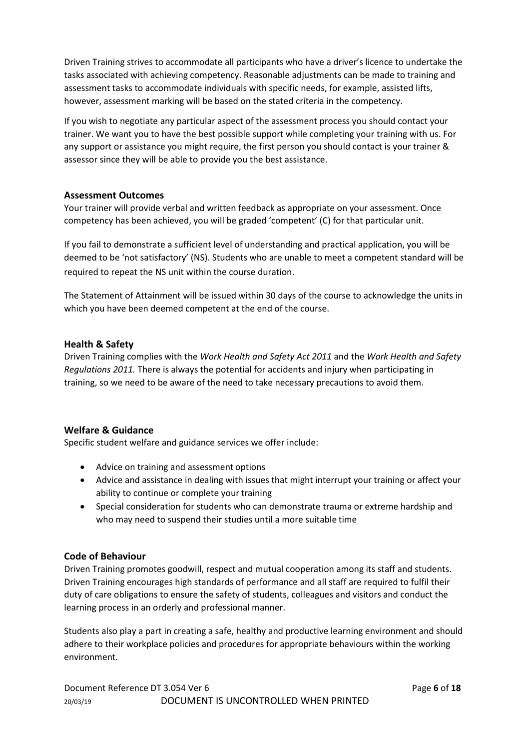Driven Training strives to accommodate all participants who have a driver's licence to undertake the tasks associated with achieving competency. Reasonable adjustments can be made to training and assessment tasks to accommodate individuals with specific needs, for example, assisted lifts, however, assessment marking will be based on the stated criteria in the competency.

If you wish to negotiate any particular aspect of the assessment process you should contact your trainer. We want you to have the best possible support while completing your training with us. For any support or assistance you might require, the first person you should contact is your trainer & assessor since they will be able to provide you the best assistance.

### Assessment Outcomes

Your trainer will provide verbal and written feedback as appropriate on your assessment. Once competency has been achieved, you will be graded 'competent' (C) for that particular unit.

If you fail to demonstrate a sufficient level of understanding and practical application, you will be deemed to be 'not satisfactory' (NS). Students who are unable to meet a competent standard will be required to repeat the NS unit within the course duration.

The Statement of Attainment will be issued within 30 days of the course to acknowledge the units in which you have been deemed competent at the end of the course.

### Health & Safety

Driven Training complies with the *Work Health and Safety Act 2011* and the *Work Health and Safety Regulations 2011.* There is always the potential for accidents and injury when participating in training, so we need to be aware of the need to take necessary precautions to avoid them.

### Welfare & Guidance

Specific student welfare and guidance services we offer include:

- Advice on training and assessment options
- Advice and assistance in dealing with issues that might interrupt your training or affect your ability to continue or complete your training
- Special consideration for students who can demonstrate trauma or extreme hardship and who may need to suspend their studies until a more suitable time

### Code of Behaviour

Driven Training promotes goodwill, respect and mutual cooperation among its staff and students. Driven Training encourages high standards of performance and all staff are required to fulfil their duty of care obligations to ensure the safety of students, colleagues and visitors and conduct the learning process in an orderly and professional manner.

Students also play a part in creating a safe, healthy and productive learning environment and should adhere to their workplace policies and procedures for appropriate behaviours within the working environment.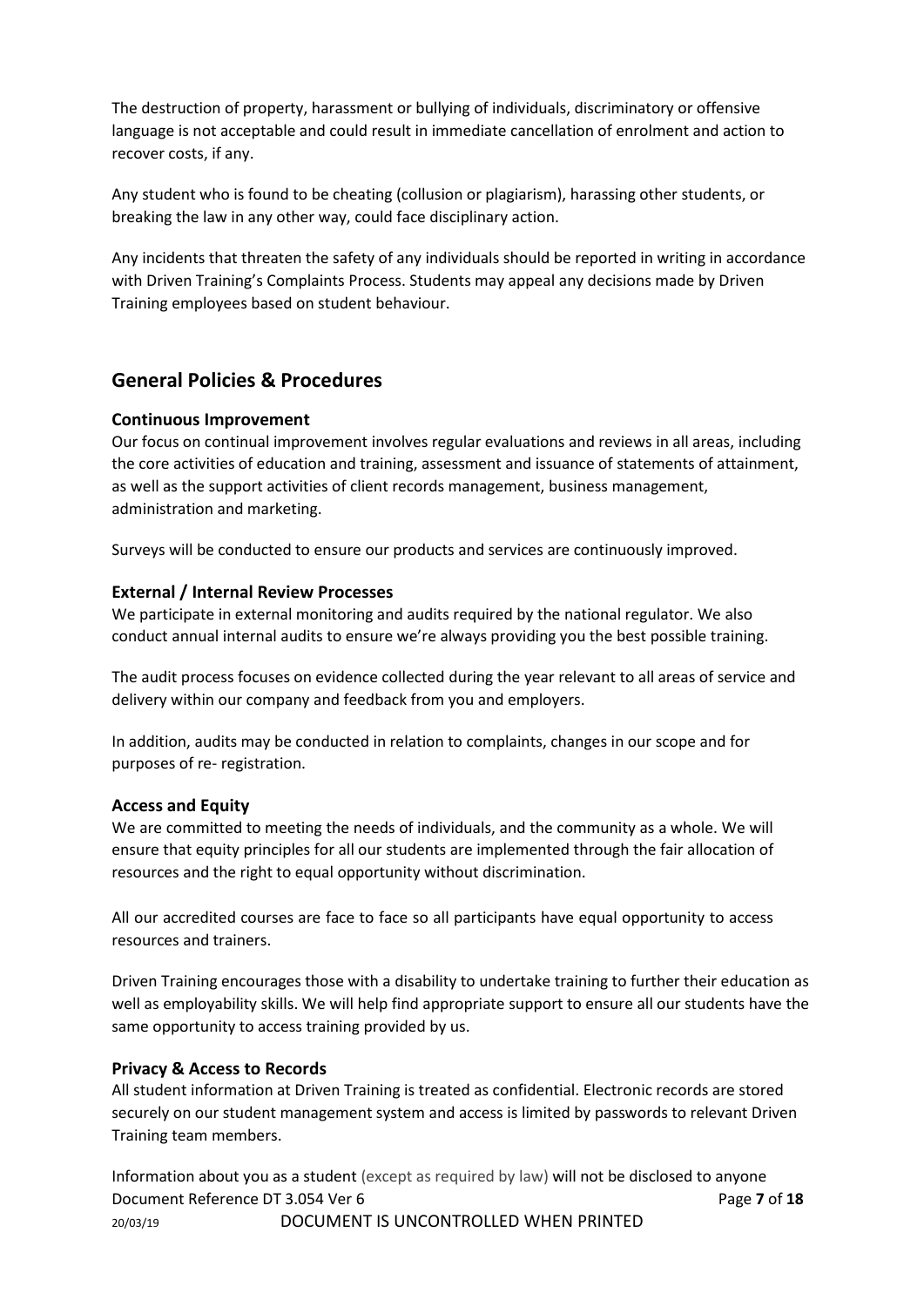The destruction of property, harassment or bullying of individuals, discriminatory or offensive language is not acceptable and could result in immediate cancellation of enrolment and action to recover costs, if any.

Any student who is found to be cheating (collusion or plagiarism), harassing other students, or breaking the law in any other way, could face disciplinary action.

Any incidents that threaten the safety of any individuals should be reported in writing in accordance with Driven Training's Complaints Process. Students may appeal any decisions made by Driven Training employees based on student behaviour.

## General Policies & Procedures

### Continuous Improvement

Our focus on continual improvement involves regular evaluations and reviews in all areas, including the core activities of education and training, assessment and issuance of statements of attainment, as well as the support activities of client records management, business management, administration and marketing.

Surveys will be conducted to ensure our products and services are continuously improved.

### External / Internal Review Processes

We participate in external monitoring and audits required by the national regulator. We also conduct annual internal audits to ensure we're always providing you the best possible training.

The audit process focuses on evidence collected during the year relevant to all areas of service and delivery within our company and feedback from you and employers.

In addition, audits may be conducted in relation to complaints, changes in our scope and for purposes of re- registration.

### Access and Equity

We are committed to meeting the needs of individuals, and the community as a whole. We will ensure that equity principles for all our students are implemented through the fair allocation of resources and the right to equal opportunity without discrimination.

All our accredited courses are face to face so all participants have equal opportunity to access resources and trainers.

Driven Training encourages those with a disability to undertake training to further their education as well as employability skills. We will help find appropriate support to ensure all our students have the same opportunity to access training provided by us.

### Privacy & Access to Records

All student information at Driven Training is treated as confidential. Electronic records are stored securely on our student management system and access is limited by passwords to relevant Driven Training team members.

Information about you as a student (except as required by law) will not be disclosed to anyone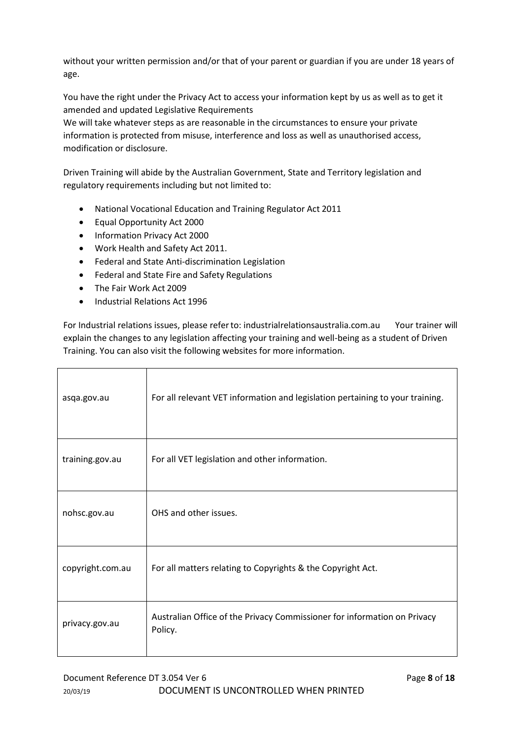without your written permission and/or that of your parent or guardian if you are under 18 years of age.

You have the right under the Privacy Act to access your information kept by us as well as to get it amended and updated Legislative Requirements
We will take whatever steps as are reasonable in the circumstances to ensure your private information is protected from misuse, interference and loss as well as unauthorised access, modification or disclosure.

Driven Training will abide by the Australian Government, State and Territory legislation and regulatory requirements including but not limited to:

- National Vocational Education and Training Regulator Act 2011
- Equal Opportunity Act 2000
- Information Privacy Act 2000
- Work Health and Safety Act 2011.
- Federal and State Anti-discrimination Legislation
- Federal and State Fire and Safety Regulations
- The Fair Work Act 2009
- Industrial Relations Act 1996

For Industrial relations issues, please refer to: industrialrelationsaustralia.com.au Your trainer will explain the changes to any legislation affecting your training and well-being as a student of Driven Training. You can also visit the following websites for more information.

| | |
|---|---|
| asqa.gov.au | For all relevant VET information and legislation pertaining to your training. |
| training.gov.au | For all VET legislation and other information. |
| nohsc.gov.au | OHS and other issues. |
| copyright.com.au | For all matters relating to Copyrights & the Copyright Act. |
| privacy.gov.au | Australian Office of the Privacy Commissioner for information on Privacy Policy. |

Document Reference DT 3.054 Ver 6
20/03/19 DOCUMENT IS UNCONTROLLED WHEN PRINTED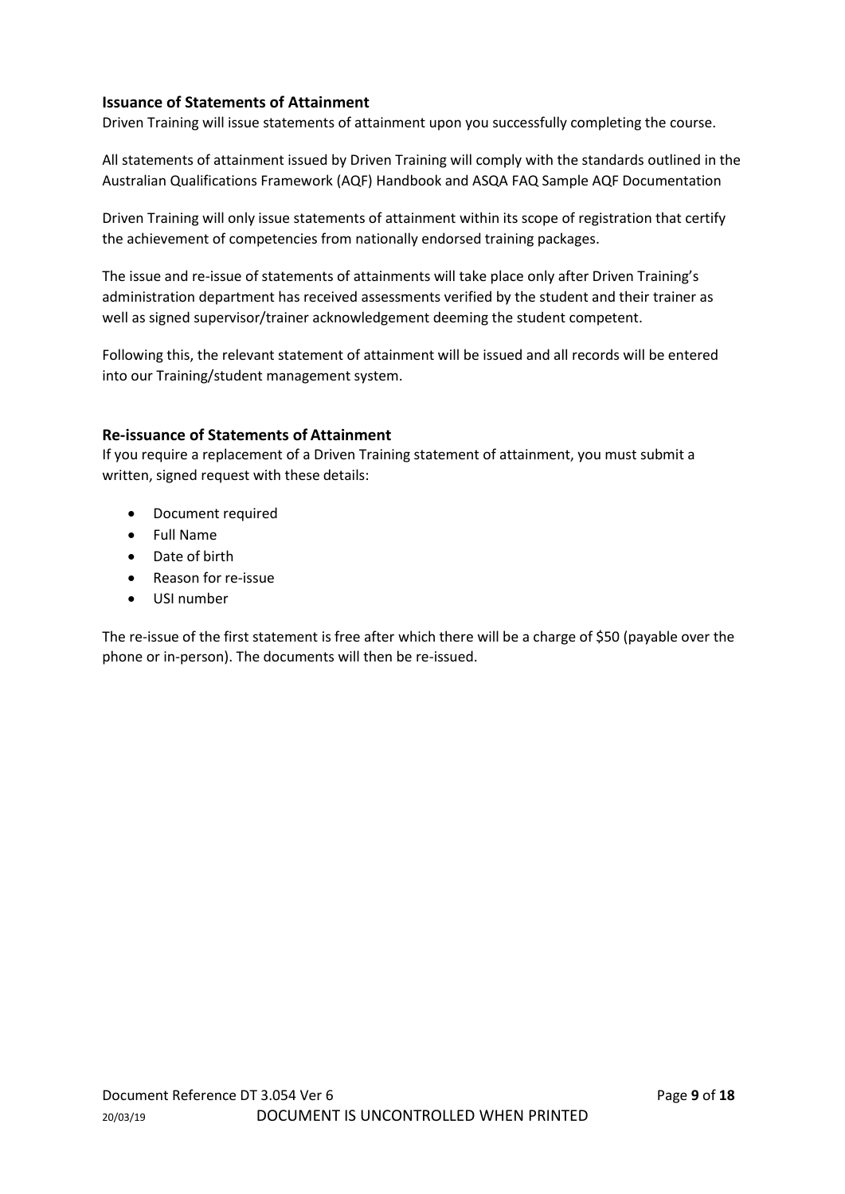## Issuance of Statements of Attainment

Driven Training will issue statements of attainment upon you successfully completing the course.

All statements of attainment issued by Driven Training will comply with the standards outlined in the Australian Qualifications Framework (AQF) Handbook and ASQA FAQ Sample AQF Documentation

Driven Training will only issue statements of attainment within its scope of registration that certify the achievement of competencies from nationally endorsed training packages.

The issue and re-issue of statements of attainments will take place only after Driven Training's administration department has received assessments verified by the student and their trainer as well as signed supervisor/trainer acknowledgement deeming the student competent.

Following this, the relevant statement of attainment will be issued and all records will be entered into our Training/student management system.

## Re-issuance of Statements of Attainment

If you require a replacement of a Driven Training statement of attainment, you must submit a written, signed request with these details:

- Document required
- Full Name
- Date of birth
- Reason for re-issue
- USI number

The re-issue of the first statement is free after which there will be a charge of $50 (payable over the phone or in-person). The documents will then be re-issued.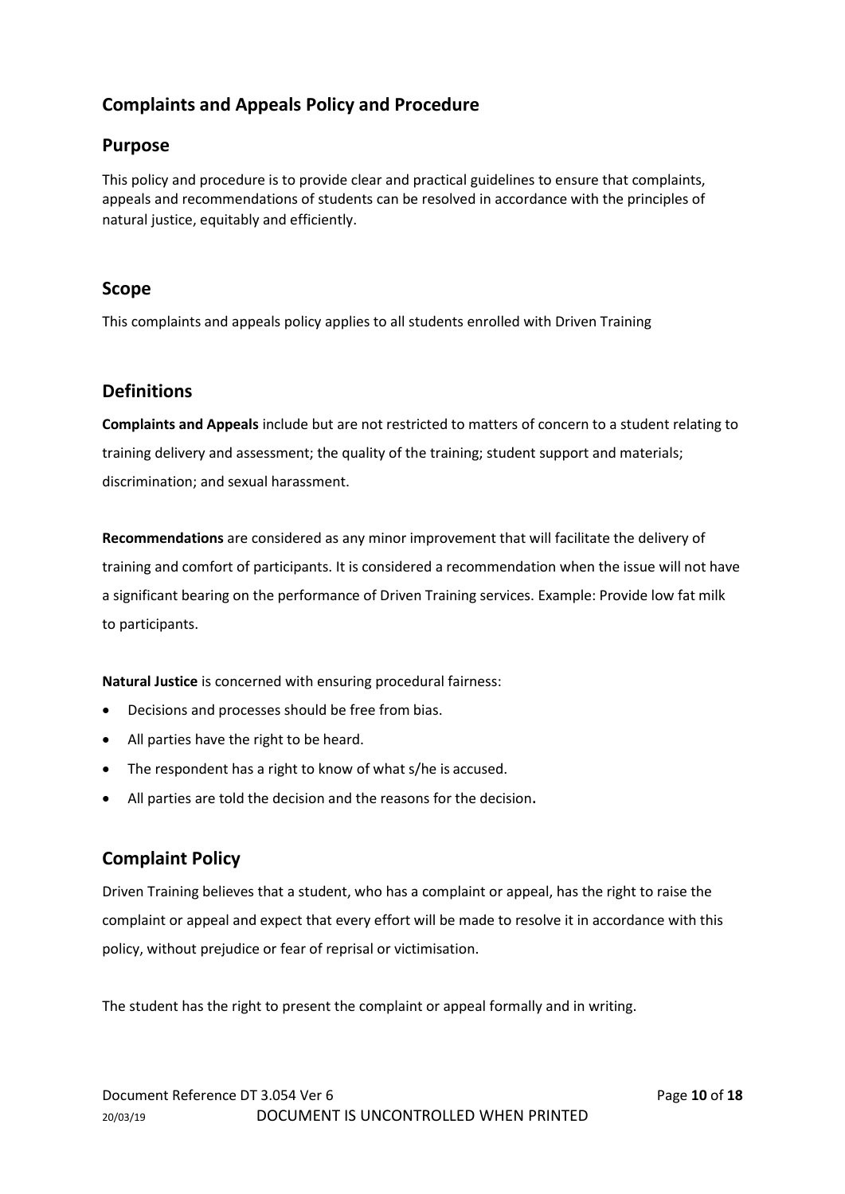## Complaints and Appeals Policy and Procedure

## Purpose

This policy and procedure is to provide clear and practical guidelines to ensure that complaints, appeals and recommendations of students can be resolved in accordance with the principles of natural justice, equitably and efficiently.

## Scope

This complaints and appeals policy applies to all students enrolled with Driven Training

## Definitions

**Complaints and Appeals** include but are not restricted to matters of concern to a student relating to training delivery and assessment; the quality of the training; student support and materials; discrimination; and sexual harassment.

**Recommendations** are considered as any minor improvement that will facilitate the delivery of training and comfort of participants. It is considered a recommendation when the issue will not have a significant bearing on the performance of Driven Training services. Example: Provide low fat milk to participants.

**Natural Justice** is concerned with ensuring procedural fairness:

- Decisions and processes should be free from bias.
- All parties have the right to be heard.
- The respondent has a right to know of what s/he is accused.
- All parties are told the decision and the reasons for the decision.

## Complaint Policy

Driven Training believes that a student, who has a complaint or appeal, has the right to raise the complaint or appeal and expect that every effort will be made to resolve it in accordance with this policy, without prejudice or fear of reprisal or victimisation.

The student has the right to present the complaint or appeal formally and in writing.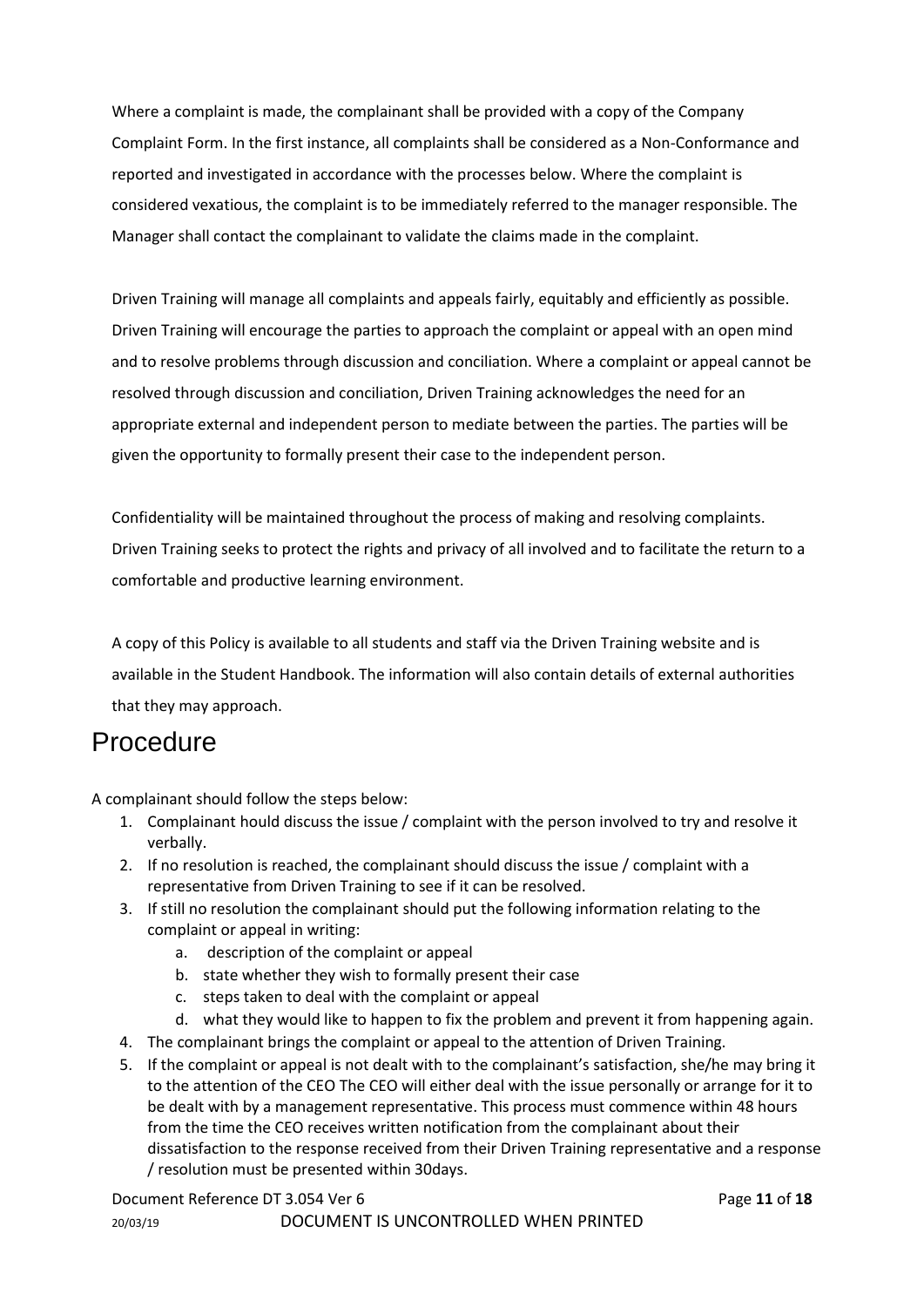Where a complaint is made, the complainant shall be provided with a copy of the Company Complaint Form. In the first instance, all complaints shall be considered as a Non-Conformance and reported and investigated in accordance with the processes below. Where the complaint is considered vexatious, the complaint is to be immediately referred to the manager responsible. The Manager shall contact the complainant to validate the claims made in the complaint.

Driven Training will manage all complaints and appeals fairly, equitably and efficiently as possible. Driven Training will encourage the parties to approach the complaint or appeal with an open mind and to resolve problems through discussion and conciliation. Where a complaint or appeal cannot be resolved through discussion and conciliation, Driven Training acknowledges the need for an appropriate external and independent person to mediate between the parties. The parties will be given the opportunity to formally present their case to the independent person.

Confidentiality will be maintained throughout the process of making and resolving complaints. Driven Training seeks to protect the rights and privacy of all involved and to facilitate the return to a comfortable and productive learning environment.

A copy of this Policy is available to all students and staff via the Driven Training website and is available in the Student Handbook. The information will also contain details of external authorities that they may approach.

# Procedure

A complainant should follow the steps below:

1. Complainant hould discuss the issue / complaint with the person involved to try and resolve it verbally.
2. If no resolution is reached, the complainant should discuss the issue / complaint with a representative from Driven Training to see if it can be resolved.
3. If still no resolution the complainant should put the following information relating to the complaint or appeal in writing:
   a. description of the complaint or appeal
   b. state whether they wish to formally present their case
   c. steps taken to deal with the complaint or appeal
   d. what they would like to happen to fix the problem and prevent it from happening again.
4. The complainant brings the complaint or appeal to the attention of Driven Training.
5. If the complaint or appeal is not dealt with to the complainant's satisfaction, she/he may bring it to the attention of the CEO The CEO will either deal with the issue personally or arrange for it to be dealt with by a management representative. This process must commence within 48 hours from the time the CEO receives written notification from the complainant about their dissatisfaction to the response received from their Driven Training representative and a response / resolution must be presented within 30days.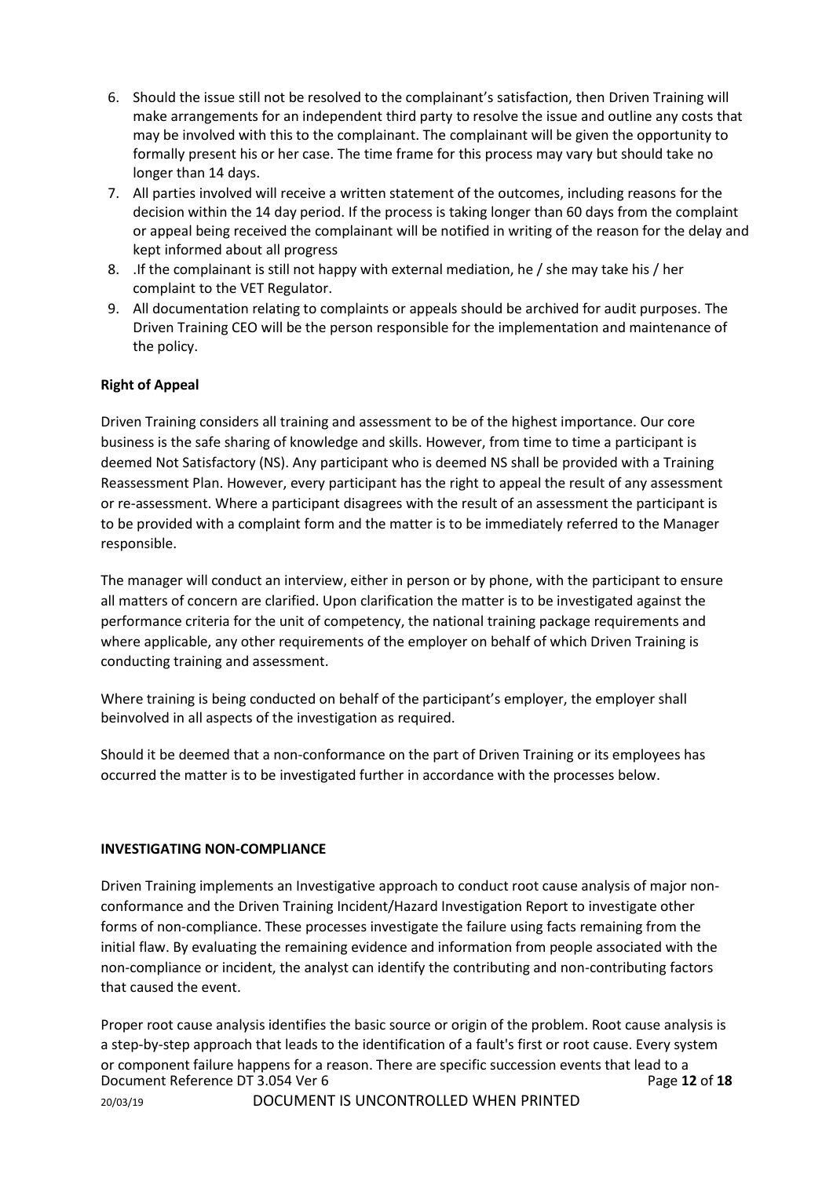6. Should the issue still not be resolved to the complainant's satisfaction, then Driven Training will make arrangements for an independent third party to resolve the issue and outline any costs that may be involved with this to the complainant. The complainant will be given the opportunity to formally present his or her case. The time frame for this process may vary but should take no longer than 14 days.
7. All parties involved will receive a written statement of the outcomes, including reasons for the decision within the 14 day period. If the process is taking longer than 60 days from the complaint or appeal being received the complainant will be notified in writing of the reason for the delay and kept informed about all progress
8. .If the complainant is still not happy with external mediation, he / she may take his / her complaint to the VET Regulator.
9. All documentation relating to complaints or appeals should be archived for audit purposes. The Driven Training CEO will be the person responsible for the implementation and maintenance of the policy.

**Right of Appeal**

Driven Training considers all training and assessment to be of the highest importance. Our core business is the safe sharing of knowledge and skills. However, from time to time a participant is deemed Not Satisfactory (NS). Any participant who is deemed NS shall be provided with a Training Reassessment Plan. However, every participant has the right to appeal the result of any assessment or re-assessment. Where a participant disagrees with the result of an assessment the participant is to be provided with a complaint form and the matter is to be immediately referred to the Manager responsible.

The manager will conduct an interview, either in person or by phone, with the participant to ensure all matters of concern are clarified. Upon clarification the matter is to be investigated against the performance criteria for the unit of competency, the national training package requirements and where applicable, any other requirements of the employer on behalf of which Driven Training is conducting training and assessment.

Where training is being conducted on behalf of the participant's employer, the employer shall beinvolved in all aspects of the investigation as required.

Should it be deemed that a non-conformance on the part of Driven Training or its employees has occurred the matter is to be investigated further in accordance with the processes below.

**INVESTIGATING NON-COMPLIANCE**

Driven Training implements an Investigative approach to conduct root cause analysis of major non-conformance and the Driven Training Incident/Hazard Investigation Report to investigate other forms of non-compliance. These processes investigate the failure using facts remaining from the initial flaw. By evaluating the remaining evidence and information from people associated with the non-compliance or incident, the analyst can identify the contributing and non-contributing factors that caused the event.

Proper root cause analysis identifies the basic source or origin of the problem. Root cause analysis is a step-by-step approach that leads to the identification of a fault's first or root cause. Every system or component failure happens for a reason. There are specific succession events that lead to a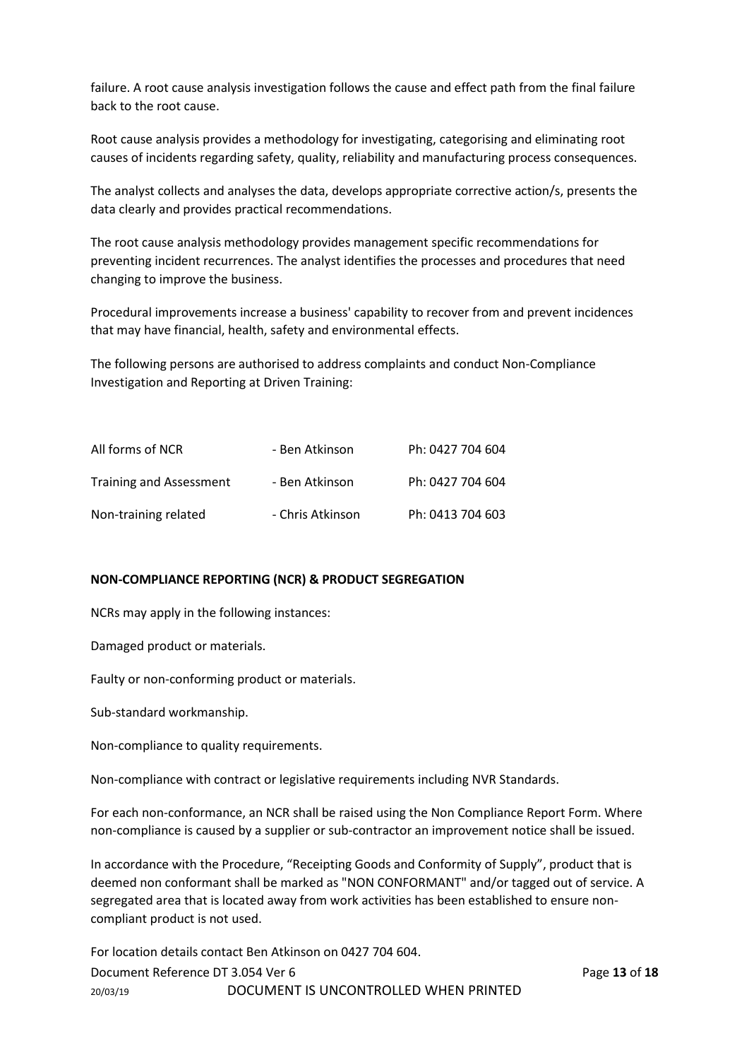failure. A root cause analysis investigation follows the cause and effect path from the final failure back to the root cause.

Root cause analysis provides a methodology for investigating, categorising and eliminating root causes of incidents regarding safety, quality, reliability and manufacturing process consequences.

The analyst collects and analyses the data, develops appropriate corrective action/s, presents the data clearly and provides practical recommendations.

The root cause analysis methodology provides management specific recommendations for preventing incident recurrences. The analyst identifies the processes and procedures that need changing to improve the business.

Procedural improvements increase a business' capability to recover from and prevent incidences that may have financial, health, safety and environmental effects.

The following persons are authorised to address complaints and conduct Non-Compliance Investigation and Reporting at Driven Training:

| | | |
|---|---|---|
| All forms of NCR | - Ben Atkinson | Ph: 0427 704 604 |
| Training and Assessment | - Ben Atkinson | Ph: 0427 704 604 |
| Non-training related | - Chris Atkinson | Ph: 0413 704 603 |

**NON-COMPLIANCE REPORTING (NCR) & PRODUCT SEGREGATION**

NCRs may apply in the following instances:

Damaged product or materials.

Faulty or non-conforming product or materials.

Sub-standard workmanship.

Non-compliance to quality requirements.

Non-compliance with contract or legislative requirements including NVR Standards.

For each non-conformance, an NCR shall be raised using the Non Compliance Report Form. Where non-compliance is caused by a supplier or sub-contractor an improvement notice shall be issued.

In accordance with the Procedure, "Receipting Goods and Conformity of Supply", product that is deemed non conformant shall be marked as "NON CONFORMANT" and/or tagged out of service. A segregated area that is located away from work activities has been established to ensure non-compliant product is not used.

For location details contact Ben Atkinson on 0427 704 604.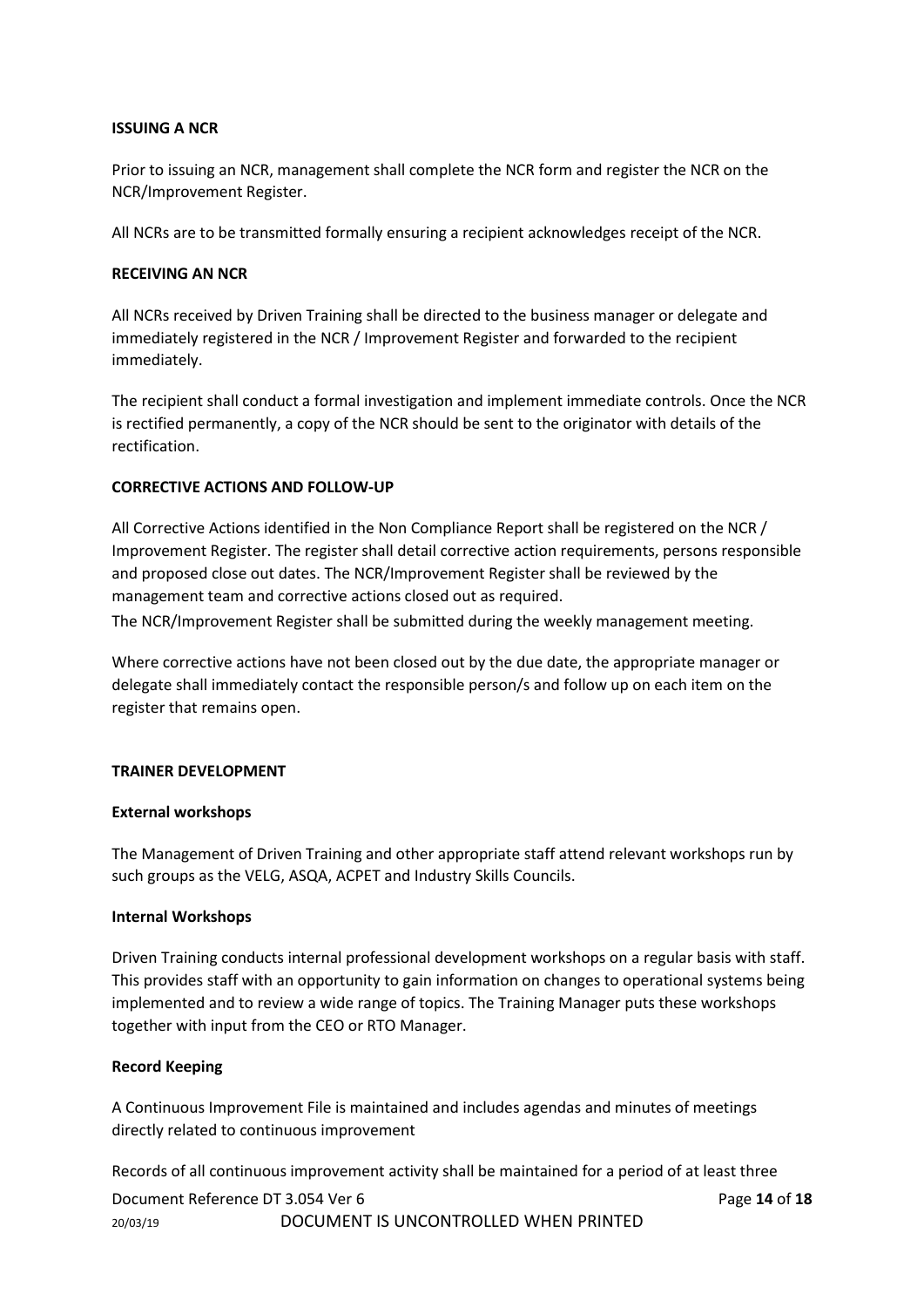**ISSUING A NCR**

Prior to issuing an NCR, management shall complete the NCR form and register the NCR on the NCR/Improvement Register.

All NCRs are to be transmitted formally ensuring a recipient acknowledges receipt of the NCR.

**RECEIVING AN NCR**

All NCRs received by Driven Training shall be directed to the business manager or delegate and immediately registered in the NCR / Improvement Register and forwarded to the recipient immediately.

The recipient shall conduct a formal investigation and implement immediate controls. Once the NCR is rectified permanently, a copy of the NCR should be sent to the originator with details of the rectification.

**CORRECTIVE ACTIONS AND FOLLOW-UP**

All Corrective Actions identified in the Non Compliance Report shall be registered on the NCR / Improvement Register. The register shall detail corrective action requirements, persons responsible and proposed close out dates. The NCR/Improvement Register shall be reviewed by the management team and corrective actions closed out as required.
The NCR/Improvement Register shall be submitted during the weekly management meeting.

Where corrective actions have not been closed out by the due date, the appropriate manager or delegate shall immediately contact the responsible person/s and follow up on each item on the register that remains open.

**TRAINER DEVELOPMENT**

**External workshops**

The Management of Driven Training and other appropriate staff attend relevant workshops run by such groups as the VELG, ASQA, ACPET and Industry Skills Councils.

**Internal Workshops**

Driven Training conducts internal professional development workshops on a regular basis with staff. This provides staff with an opportunity to gain information on changes to operational systems being implemented and to review a wide range of topics. The Training Manager puts these workshops together with input from the CEO or RTO Manager.

**Record Keeping**

A Continuous Improvement File is maintained and includes agendas and minutes of meetings directly related to continuous improvement

Records of all continuous improvement activity shall be maintained for a period of at least three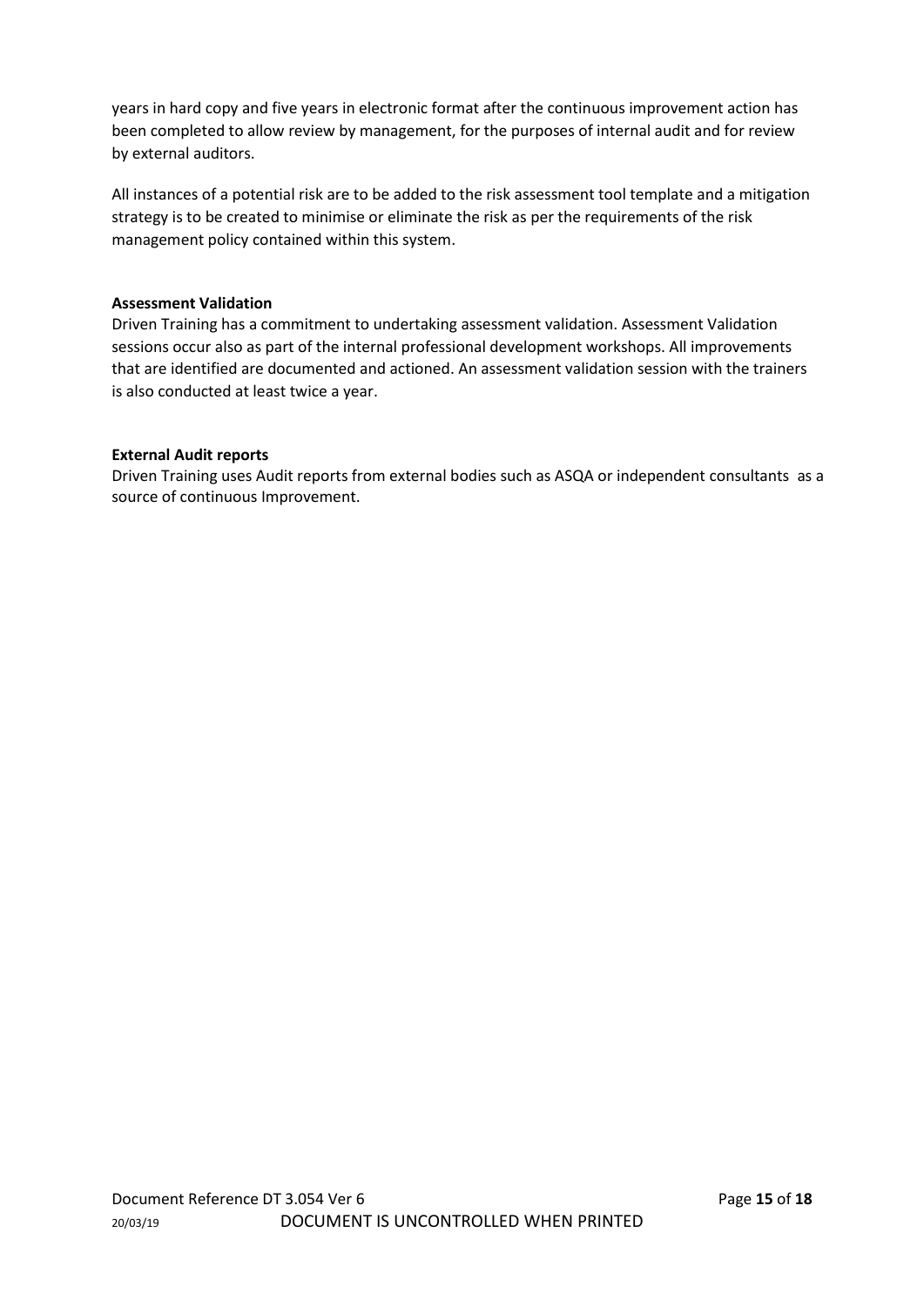years in hard copy and five years in electronic format after the continuous improvement action has been completed to allow review by management, for the purposes of internal audit and for review by external auditors.

All instances of a potential risk are to be added to the risk assessment tool template and a mitigation strategy is to be created to minimise or eliminate the risk as per the requirements of the risk management policy contained within this system.

**Assessment Validation**

Driven Training has a commitment to undertaking assessment validation. Assessment Validation sessions occur also as part of the internal professional development workshops. All improvements that are identified are documented and actioned. An assessment validation session with the trainers is also conducted at least twice a year.

**External Audit reports**

Driven Training uses Audit reports from external bodies such as ASQA or independent consultants as a source of continuous Improvement.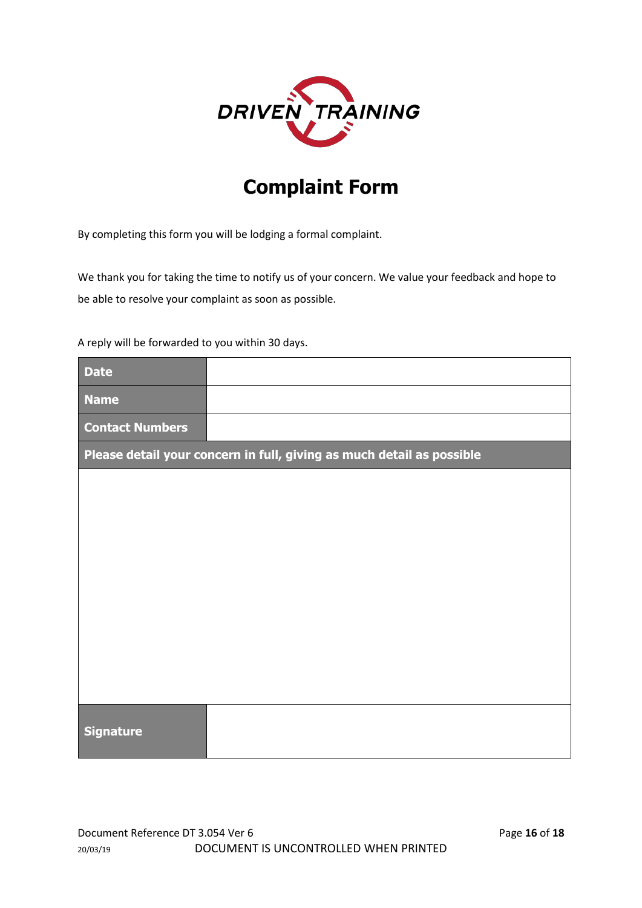DRIVEN TRAINING

# Complaint Form

By completing this form you will be lodging a formal complaint.

We thank you for taking the time to notify us of your concern. We value your feedback and hope to be able to resolve your complaint as soon as possible.

A reply will be forwarded to you within 30 days.

| **Date** | |
|---|---|
| **Name** | |
| **Contact Numbers** | |
| **Please detail your concern in full, giving as much detail as possible** | |
| | |
| **Signature** | |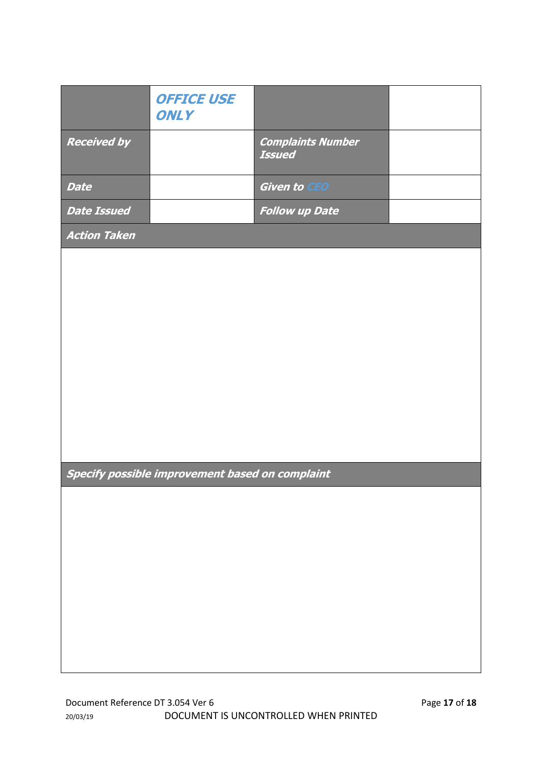| | ***OFFICE USE ONLY*** | | |
|---|---|---|---|
| ***Received by*** | | ***Complaints Number Issued*** | |
| ***Date*** | | ***Given to CEO*** | |
| ***Date Issued*** | | ***Follow up Date*** | |

| ***Action Taken*** |
|---|
| |

| ***Specify possible improvement based on complaint*** |
|---|
| |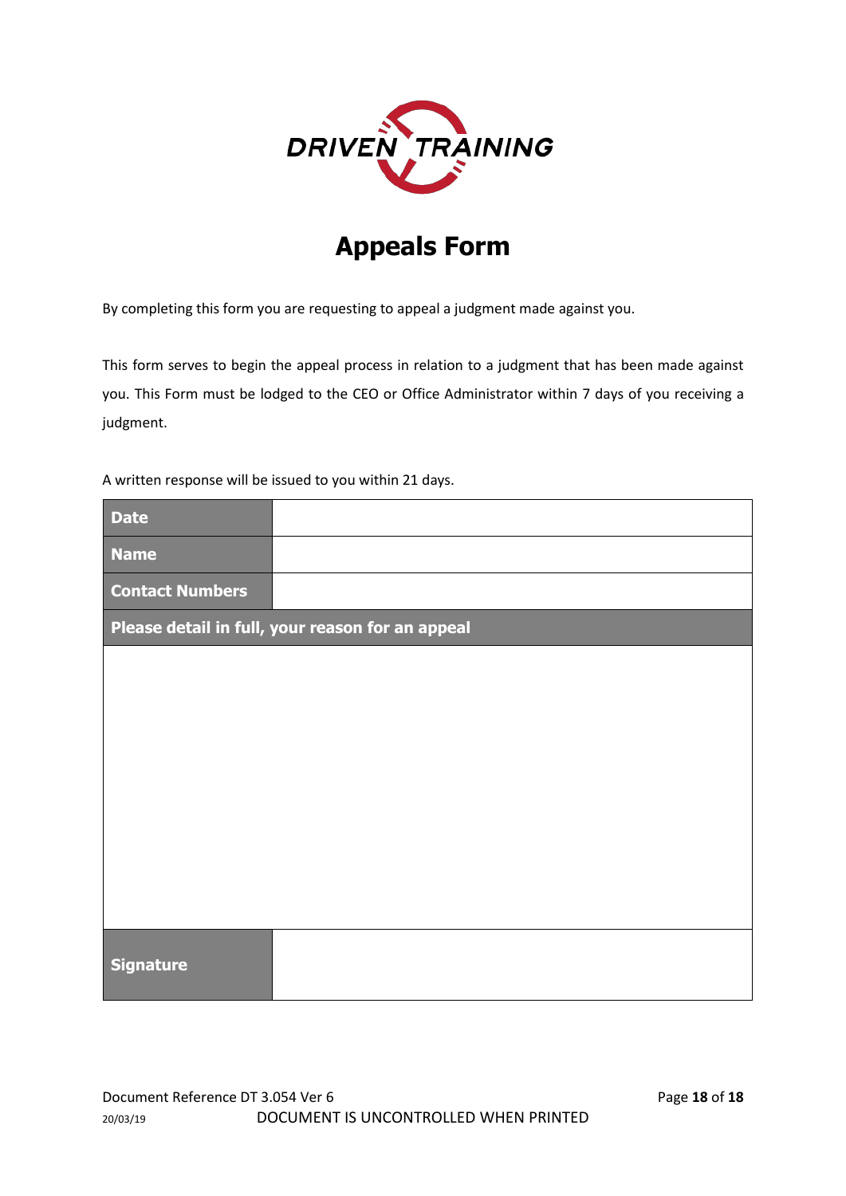DRIVEN TRAINING

# Appeals Form

By completing this form you are requesting to appeal a judgment made against you.

This form serves to begin the appeal process in relation to a judgment that has been made against you. This Form must be lodged to the CEO or Office Administrator within 7 days of you receiving a judgment.

A written response will be issued to you within 21 days.

| **Date** | |
|---|---|
| **Name** | |
| **Contact Numbers** | |
| **Please detail in full, your reason for an appeal** | |
| | |
| **Signature** | |

Document Reference DT 3.054 Ver 6
20/03/19 DOCUMENT IS UNCONTROLLED WHEN PRINTED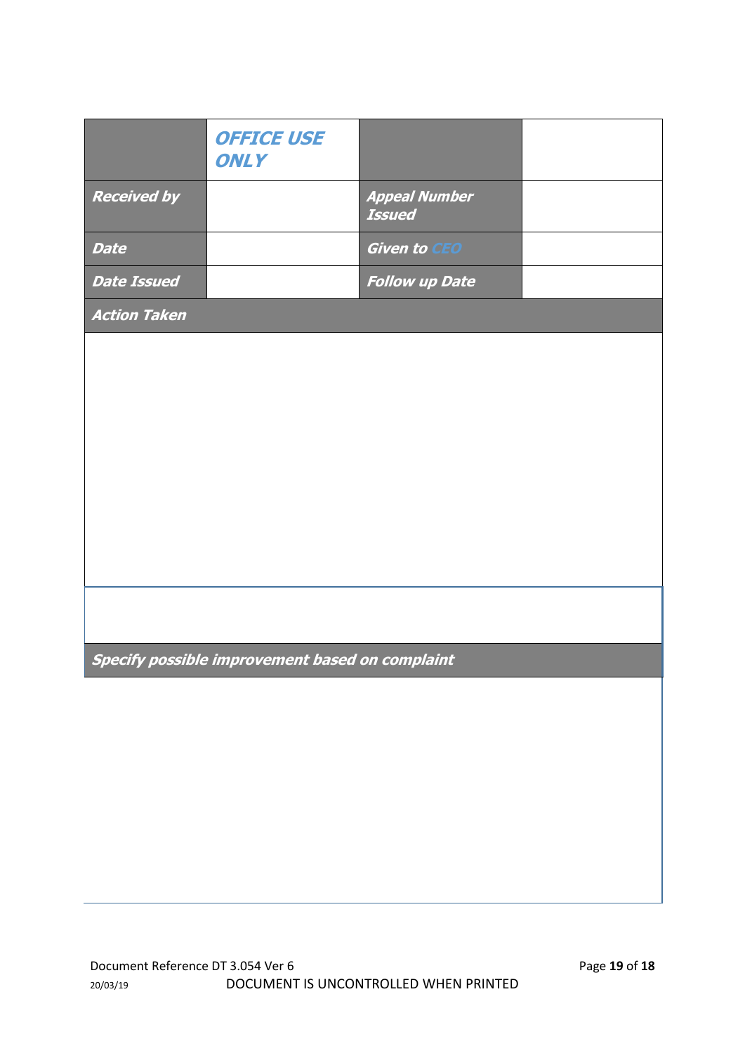| | ***OFFICE USE ONLY*** | | |
|---|---|---|---|
| ***Received by*** | | ***Appeal Number Issued*** | |
| ***Date*** | | ***Given to CEO*** | |
| ***Date Issued*** | | ***Follow up Date*** | |

| ***Action Taken*** |
|---|
| |
| |

| ***Specify possible improvement based on complaint*** |
|---|
| |